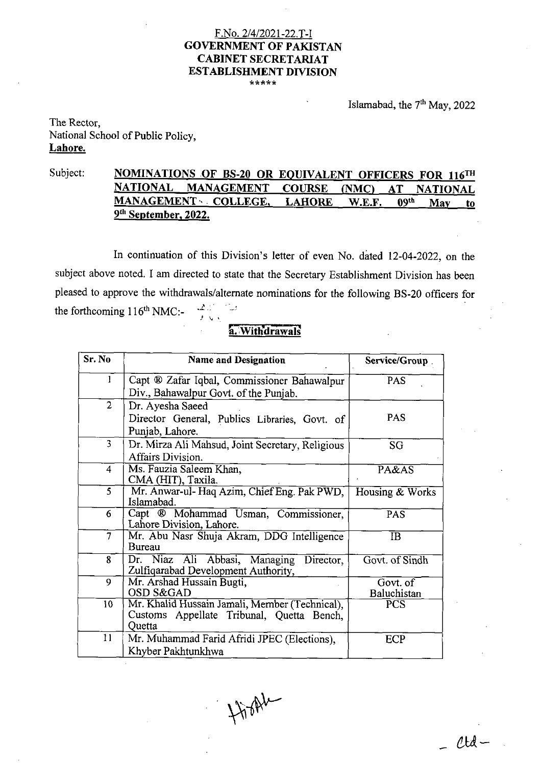F.No. 2/4/2021-22.T-I
**GOVERNMENT OF PAKISTAN**
**CABINET SECRETARIAT**
**ESTABLISHMENT DIVISION**
\*\*\*\*\*

Islamabad, the 7th May, 2022

The Rector,
National School of Public Policy,
**Lahore.**

Subject: **NOMINATIONS OF BS-20 OR EQUIVALENT OFFICERS FOR 116TH NATIONAL MANAGEMENT COURSE (NMC) AT NATIONAL MANAGEMENT COLLEGE, LAHORE W.E.F. 09th May to 9th September, 2022.**

In continuation of this Division's letter of even No. dated 12-04-2022, on the subject above noted. I am directed to state that the Secretary Establishment Division has been pleased to approve the withdrawals/alternate nominations for the following BS-20 officers for the forthcoming 116th NMC:-

**a. Withdrawals**

| Sr. No | Name and Designation | Service/Group |
|---|---|---|
| 1 | Capt ® Zafar Iqbal, Commissioner Bahawalpur Div., Bahawalpur Govt. of the Punjab. | PAS |
| 2 | Dr. Ayesha Saeed Director General, Publics Libraries, Govt. of Punjab, Lahore. | PAS |
| 3 | Dr. Mirza Ali Mahsud, Joint Secretary, Religious Affairs Division. | SG |
| 4 | Ms. Fauzia Saleem Khan, CMA (HIT), Taxila. | PA&AS |
| 5 | Mr. Anwar-ul- Haq Azim, Chief Eng. Pak PWD, Islamabad. | Housing & Works |
| 6 | Capt ® Mohammad Usman, Commissioner, Lahore Division, Lahore. | PAS |
| 7 | Mr. Abu Nasr Shuja Akram, DDG Intelligence Bureau | IB |
| 8 | Dr. Niaz Ali Abbasi, Managing Director, Zulfiqarabad Development Authority, | Govt. of Sindh |
| 9 | Mr. Arshad Hussain Bugti, OSD S&GAD | Govt. of Baluchistan |
| 10 | Mr. Khalid Hussain Jamali, Member (Technical), Customs Appellate Tribunal, Quetta Bench, Quetta | PCS |
| 11 | Mr. Muhammad Farid Afridi JPEC (Elections), Khyber Pakhtunkhwa | ECP |

- Ctd -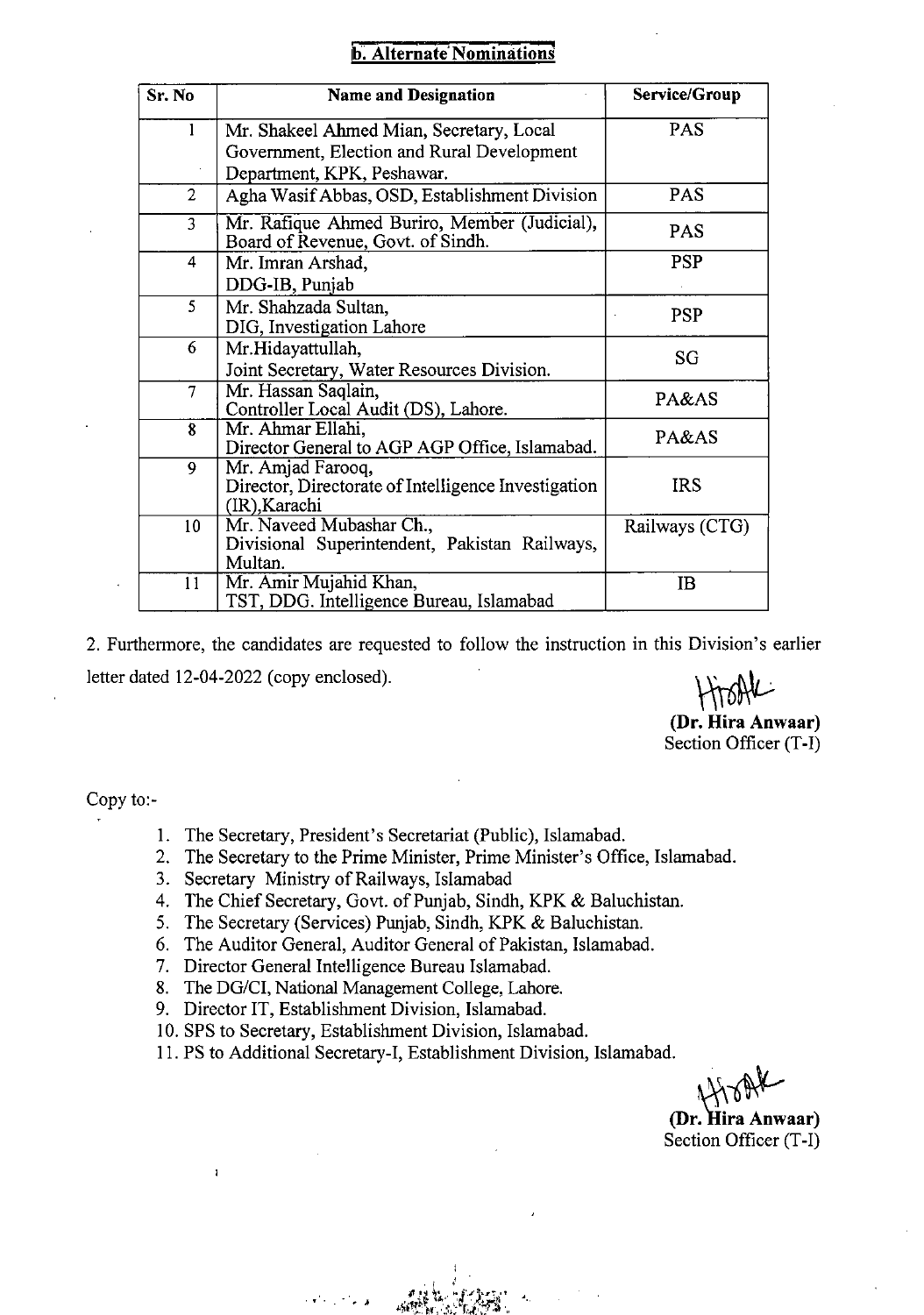## b. Alternate Nominations

| Sr. No | Name and Designation | Service/Group |
|---|---|---|
| 1 | Mr. Shakeel Ahmed Mian, Secretary, Local Government, Election and Rural Development Department, KPK, Peshawar. | PAS |
| 2 | Agha Wasif Abbas, OSD, Establishment Division | PAS |
| 3 | Mr. Rafique Ahmed Buriro, Member (Judicial), Board of Revenue, Govt. of Sindh. | PAS |
| 4 | Mr. Imran Arshad, DDG-IB, Punjab | PSP |
| 5 | Mr. Shahzada Sultan, DIG, Investigation Lahore | PSP |
| 6 | Mr.Hidayattullah, Joint Secretary, Water Resources Division. | SG |
| 7 | Mr. Hassan Saqlain, Controller Local Audit (DS), Lahore. | PA&AS |
| 8 | Mr. Ahmar Ellahi, Director General to AGP AGP Office, Islamabad. | PA&AS |
| 9 | Mr. Amjad Farooq, Director, Directorate of Intelligence Investigation (IR),Karachi | IRS |
| 10 | Mr. Naveed Mubashar Ch., Divisional Superintendent, Pakistan Railways, Multan. | Railways (CTG) |
| 11 | Mr. Amir Mujahid Khan, TST, DDG. Intelligence Bureau, Islamabad | IB |

2. Furthermore, the candidates are requested to follow the instruction in this Division's earlier letter dated 12-04-2022 (copy enclosed).

**(Dr. Hira Anwaar)**
Section Officer (T-I)

Copy to:-

1. The Secretary, President's Secretariat (Public), Islamabad.
2. The Secretary to the Prime Minister, Prime Minister's Office, Islamabad.
3. Secretary Ministry of Railways, Islamabad
4. The Chief Secretary, Govt. of Punjab, Sindh, KPK & Baluchistan.
5. The Secretary (Services) Punjab, Sindh, KPK & Baluchistan.
6. The Auditor General, Auditor General of Pakistan, Islamabad.
7. Director General Intelligence Bureau Islamabad.
8. The DG/CI, National Management College, Lahore.
9. Director IT, Establishment Division, Islamabad.
10. SPS to Secretary, Establishment Division, Islamabad.
11. PS to Additional Secretary-I, Establishment Division, Islamabad.

**(Dr. Hira Anwaar)**
Section Officer (T-I)